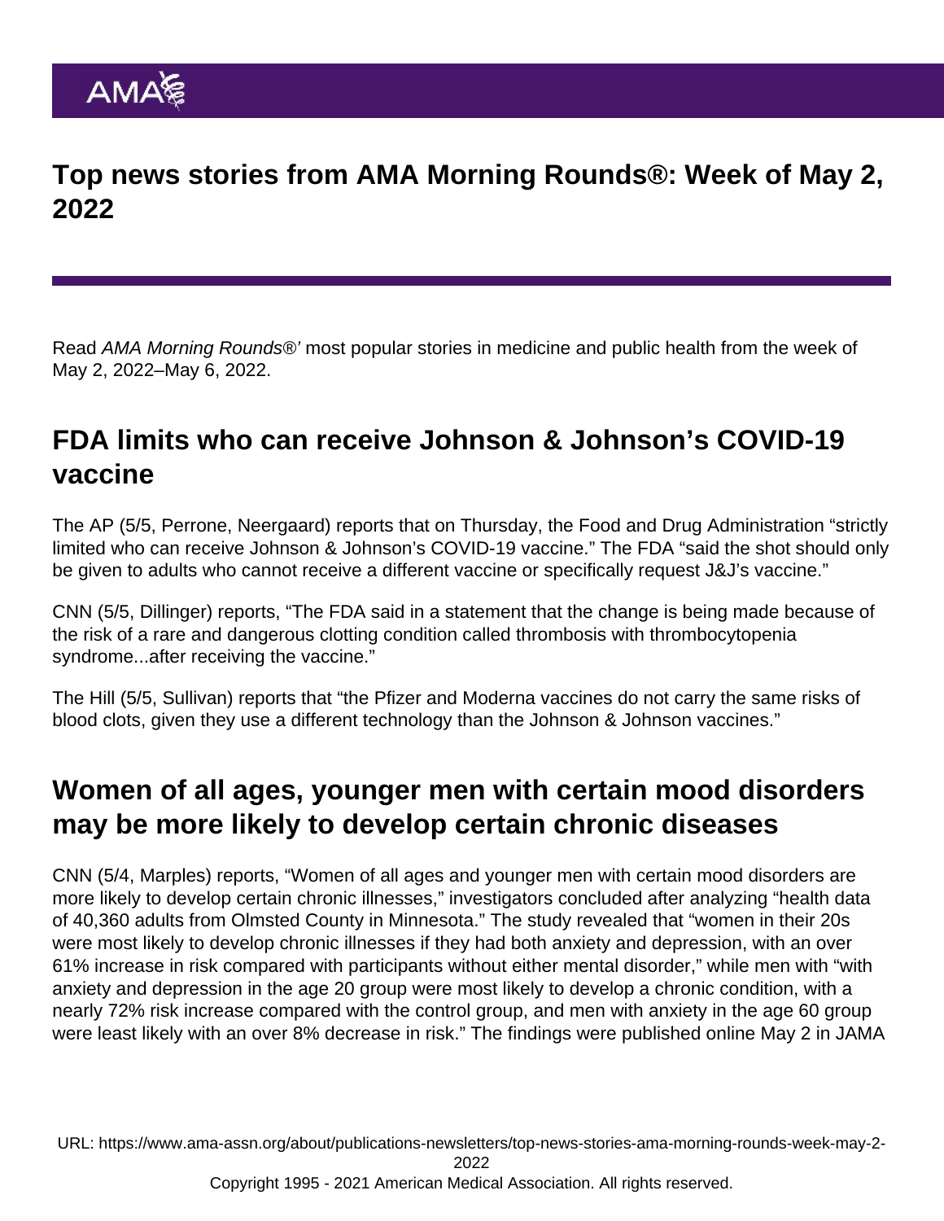# Top news stories from AMA Morning Rounds®: Week of May 2, 2022

Read *AMA Morning Rounds®'* most popular stories in medicine and public health from the week of May 2, 2022–May 6, 2022.

## FDA limits who can receive Johnson & Johnson's COVID-19 vaccine

The AP (5/5, Perrone, Neergaard) reports that on Thursday, the Food and Drug Administration "strictly limited who can receive Johnson & Johnson's COVID-19 vaccine." The FDA "said the shot should only be given to adults who cannot receive a different vaccine or specifically request J&J's vaccine."

CNN (5/5, Dillinger) reports, "The FDA said in a statement that the change is being made because of the risk of a rare and dangerous clotting condition called thrombosis with thrombocytopenia syndrome...after receiving the vaccine."

The Hill (5/5, Sullivan) reports that "the Pfizer and Moderna vaccines do not carry the same risks of blood clots, given they use a different technology than the Johnson & Johnson vaccines."

## Women of all ages, younger men with certain mood disorders may be more likely to develop certain chronic diseases

CNN (5/4, Marples) reports, "Women of all ages and younger men with certain mood disorders are more likely to develop certain chronic illnesses," investigators concluded after analyzing "health data of 40,360 adults from Olmsted County in Minnesota." The study revealed that "women in their 20s were most likely to develop chronic illnesses if they had both anxiety and depression, with an over 61% increase in risk compared with participants without either mental disorder," while men with "with anxiety and depression in the age 20 group were most likely to develop a chronic condition, with a nearly 72% risk increase compared with the control group, and men with anxiety in the age 60 group were least likely with an over 8% decrease in risk." The findings were published online May 2 in JAMA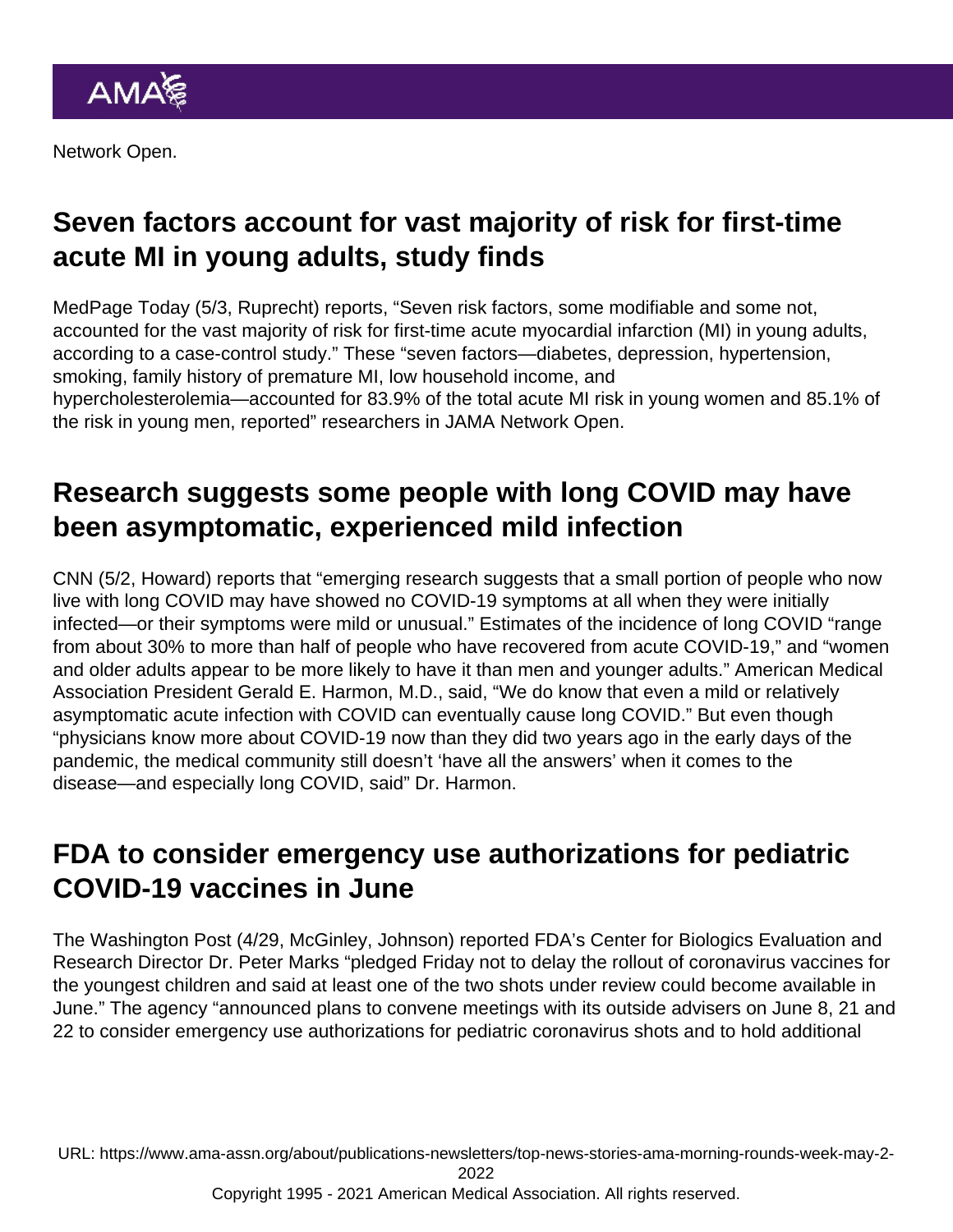Network Open.

## Seven factors account for vast majority of risk for first-time acute MI in young adults, study finds

MedPage Today (5/3, Ruprecht) reports, “Seven risk factors, some modifiable and some not, accounted for the vast majority of risk for first-time acute myocardial infarction (MI) in young adults, according to a case-control study.” These “seven factors—diabetes, depression, hypertension, smoking, family history of premature MI, low household income, and hypercholesterolemia—accounted for 83.9% of the total acute MI risk in young women and 85.1% of the risk in young men, reported” researchers in JAMA Network Open.

## Research suggests some people with long COVID may have been asymptomatic, experienced mild infection

CNN (5/2, Howard) reports that “emerging research suggests that a small portion of people who now live with long COVID may have showed no COVID-19 symptoms at all when they were initially infected—or their symptoms were mild or unusual.” Estimates of the incidence of long COVID “range from about 30% to more than half of people who have recovered from acute COVID-19,” and “women and older adults appear to be more likely to have it than men and younger adults.” American Medical Association President Gerald E. Harmon, M.D., said, “We do know that even a mild or relatively asymptomatic acute infection with COVID can eventually cause long COVID.” But even though “physicians know more about COVID-19 now than they did two years ago in the early days of the pandemic, the medical community still doesn’t ‘have all the answers’ when it comes to the disease—and especially long COVID, said” Dr. Harmon.

## FDA to consider emergency use authorizations for pediatric COVID-19 vaccines in June

The Washington Post (4/29, McGinley, Johnson) reported FDA’s Center for Biologics Evaluation and Research Director Dr. Peter Marks “pledged Friday not to delay the rollout of coronavirus vaccines for the youngest children and said at least one of the two shots under review could become available in June.” The agency “announced plans to convene meetings with its outside advisers on June 8, 21 and 22 to consider emergency use authorizations for pediatric coronavirus shots and to hold additional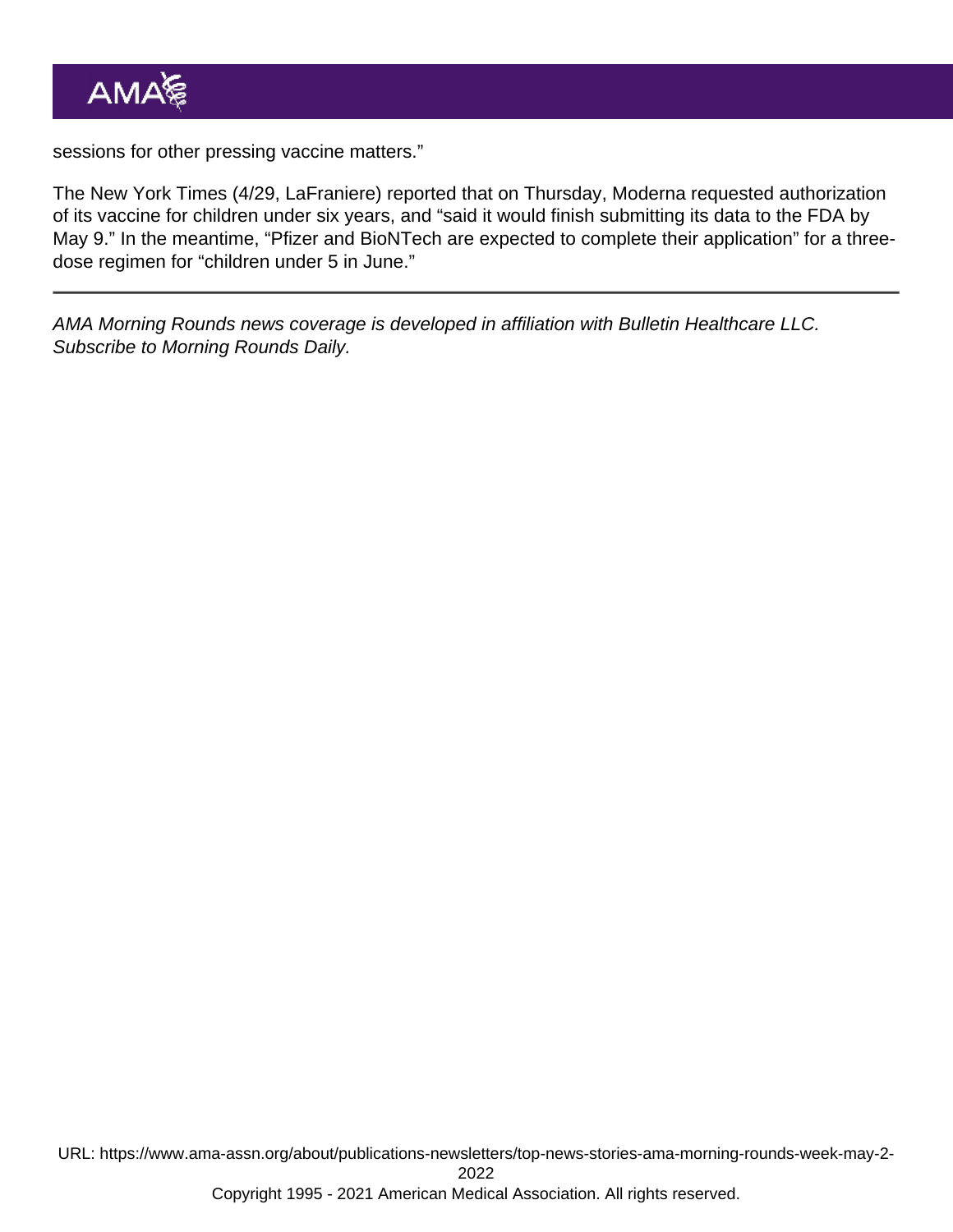sessions for other pressing vaccine matters."

The New York Times (4/29, LaFraniere) reported that on Thursday, Moderna requested authorization of its vaccine for children under six years, and "said it would finish submitting its data to the FDA by May 9." In the meantime, "Pfizer and BioNTech are expected to complete their application" for a three-dose regimen for "children under 5 in June."

---

*AMA Morning Rounds news coverage is developed in affiliation with Bulletin Healthcare LLC. Subscribe to Morning Rounds Daily.*